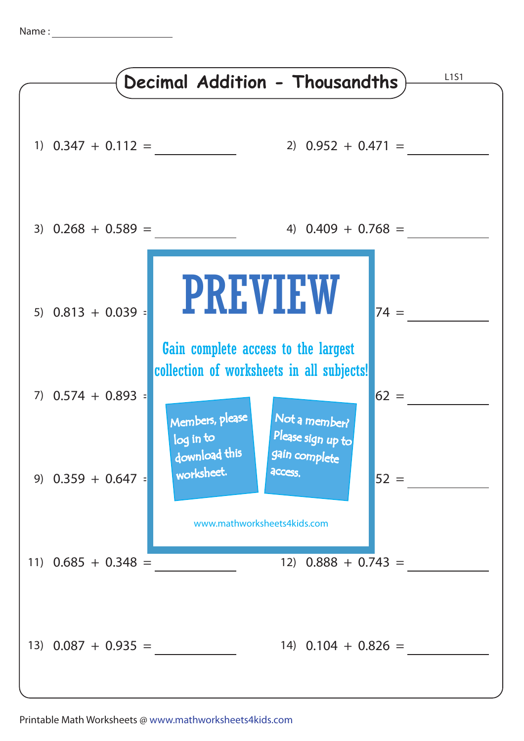Name : ____________________

# Decimal Addition - Thousandths

L1S1

1) 0.347 + 0.112 = ________

2) 0.952 + 0.471 = ________

3) 0.268 + 0.589 = ________

4) 0.409 + 0.768 = ________

5) 0.813 + 0.039 =

74 = ________

PREVIEW

Gain complete access to the largest collection of worksheets in all subjects!

Members, please log in to download this worksheet.

Not a member? Please sign up to gain complete access.

www.mathworksheets4kids.com

7) 0.574 + 0.893 =

62 = ________

9) 0.359 + 0.647 =

52 = ________

11) 0.685 + 0.348 = ________

12) 0.888 + 0.743 = ________

13) 0.087 + 0.935 = ________

14) 0.104 + 0.826 = ________

Printable Math Worksheets @ www.mathworksheets4kids.com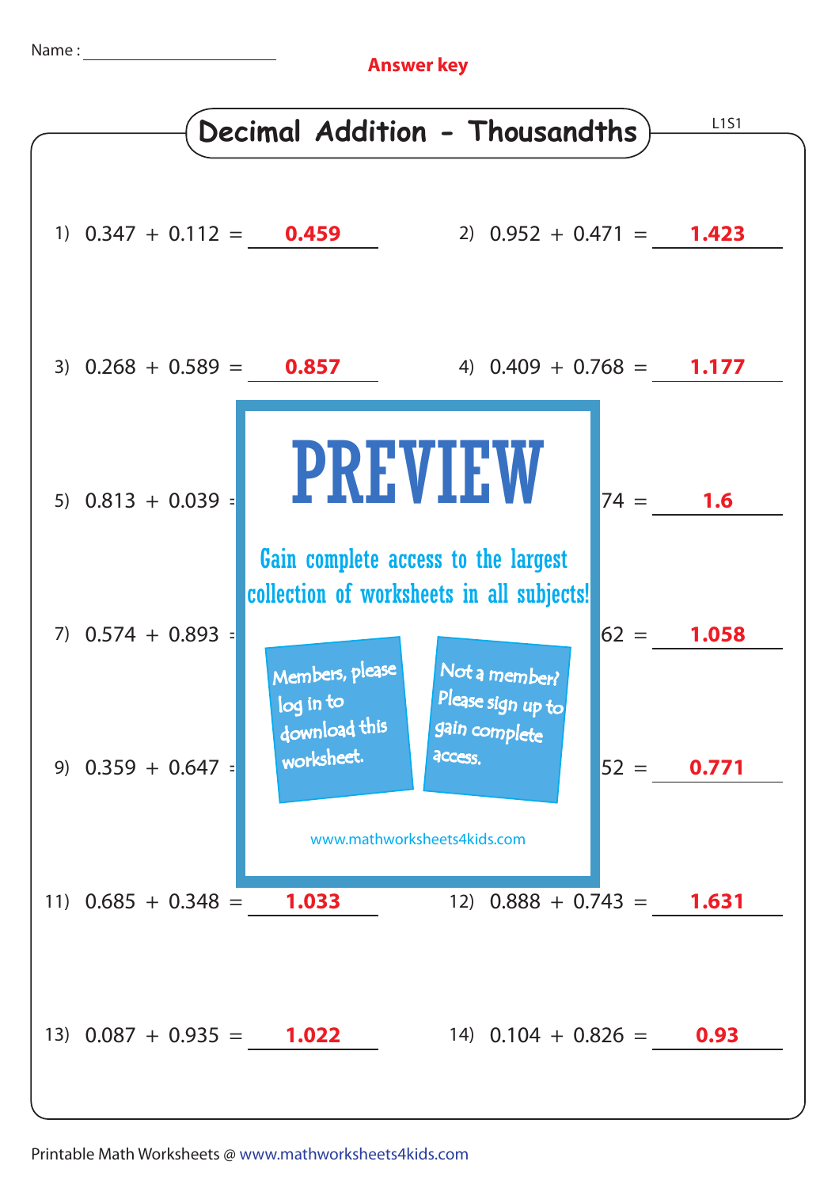Name :

**Answer key**

# Decimal Addition - Thousandths

L1S1

1) 0.347 + 0.112 = **0.459**

2) 0.952 + 0.471 = **1.423**

3) 0.268 + 0.589 = **0.857**

4) 0.409 + 0.768 = **1.177**

5) 0.813 + 0.039 =

74 = **1.6**

PREVIEW

Gain complete access to the largest collection of worksheets in all subjects!

Members, please log in to download this worksheet.

Not a member? Please sign up to gain complete access.

www.mathworksheets4kids.com

7) 0.574 + 0.893 =

62 = **1.058**

9) 0.359 + 0.647 =

52 = **0.771**

11) 0.685 + 0.348 = **1.033**

12) 0.888 + 0.743 = **1.631**

13) 0.087 + 0.935 = **1.022**

14) 0.104 + 0.826 = **0.93**

Printable Math Worksheets @ www.mathworksheets4kids.com